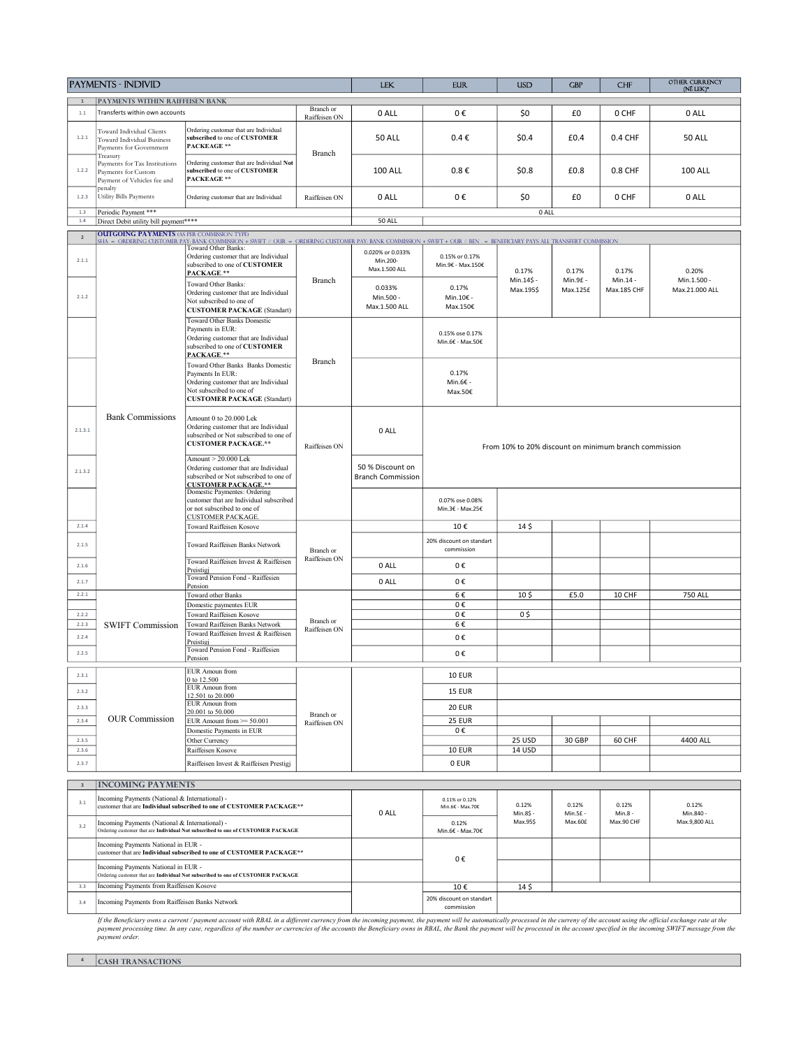| PAYMENTS - INDIVID | | | | LEK | EUR | USD | GBP | CHF | OTHER CURRENCY (NË LEK)* |
|---|---|---|---|---|---|---|---|---|---|
| 1 | PAYMENTS WITHIN RAIFFEISEN BANK | | | | | | | | |
| 1.1 | Transfers within own accounts | | Branch or Raiffeisen ON | 0 ALL | 0 € | $0 | £0 | 0 CHF | 0 ALL |
| 1.2.1 | Toward Individual Clients<br>Toward Individual Business<br>Payments for Government Treasury<br>Payments for Tax Institutions<br>Payments for Custom<br>Payment of Vehicles fee and penalty | Ordering customer that are Individual **subscribed** to one of **CUSTOMER PACKEAGE \*\*** | Branch | 50 ALL | 0.4 € | $0.4 | £0.4 | 0.4 CHF | 50 ALL |
| 1.2.2 | | Ordering customer that are Individual **Not subscribed** to one of **CUSTOMER PACKEAGE \*\*** | | 100 ALL | 0.8 € | $0.8 | £0.8 | 0.8 CHF | 100 ALL |
| 1.2.3 | Utility Bills Payments | Ordering customer that are Individual | Raiffeisen ON | 0 ALL | 0 € | $0 | £0 | 0 CHF | 0 ALL |
| 1.3 | Periodic Payment \*\*\* | | | 0 ALL | | | | | |
| 1.4 | Direct Debit utility bill payment\*\*\*\* | | | 50 ALL | | | | | |
| 2 | **OUTGOING PAYMENTS** (AS PER COMMISSION TYPE)<br>SHA = ORDERING CUSTOMER PAY: BANK COMMISSION + SWIFT // OUR = ORDERING CUSTOMER PAY: BANK COMMISSION + SWIFT + OUR // BEN = BENEFICIARY PAYS ALL TRANSFERT COMMISSION | | | | | | | | |
| 2.1.1 | Bank Commissions | Toward Other Banks:<br>Ordering customer that are Individual subscribed to one of **CUSTOMER PACKAGE.\*\*** | Branch | 0.020% or 0.033%<br>Min.200-<br>Max.1.500 ALL | 0.15% or 0.17%<br>Min.9€ - Max.150€ | 0.17%<br>Min.14$ -<br>Max.195$ | 0.17%<br>Min.9£ -<br>Max.125£ | 0.17%<br>Min.14 -<br>Max.185 CHF | 0.20%<br>Min.1.500 -<br>Max.21.000 ALL |
| 2.1.2 | | Toward Other Banks:<br>Ordering customer that are Individual Not subscribed to one of **CUSTOMER PACKAGE** (Standart) | | 0.033%<br>Min.500 -<br>Max.1.500 ALL | 0.17%<br>Min.10€ -<br>Max.150€ | | | | |
| | | Toward Other Banks Domestic Payments in EUR:<br>Ordering customer that are Individual subscribed to one of **CUSTOMER PACKAGE.\*\*** | Branch | | 0.15% ose 0.17%<br>Min.6€ - Max.50€ | | | | |
| | | Toward Other Banks Banks Domestic Payments In EUR:<br>Ordering customer that are Individual Not subscribed to one of **CUSTOMER PACKAGE** (Standart) | | | 0.17%<br>Min.6€ -<br>Max.50€ | | | | |
| 2.1.3.1 | | Amount 0 to 20.000 Lek<br>Ordering customer that are Individual subscribed or Not subscribed to one of **CUSTOMER PACKAGE.\*\*** | Raiffeisen ON | 0 ALL | From 10% to 20% discount on minimum branch commission | | | | |
| 2.1.3.2 | | Amount > 20.000 Lek<br>Ordering customer that are Individual subscribed or Not subscribed to one of **CUSTOMER PACKAGE.\*\*** | | 50 % Discount on Branch Commission | | | | | |
| | | Domestic Paymentes: Ordering customer that are Individual subscribed or not subscribed to one of CUSTOMER PACKAGE. | | | 0.07% ose 0.08%<br>Min.3€ - Max.25€ | | | | |
| 2.1.4 | | Toward Raiffeisen Kosove | Branch or Raiffeisen ON | | 10 € | 14 $ | | | |
| 2.1.5 | | Toward Raiffeisen Banks Network | | | 20% discount on standart commission | | | | |
| 2.1.6 | | Toward Raiffeisen Invest & Raiffeisen Preistigj | | 0 ALL | 0 € | | | | |
| 2.1.7 | | Toward Pension Fond - Raiffeisen Pension | | 0 ALL | 0 € | | | | |
| 2.2.1 | SWIFT Commission | Toward other Banks | Branch or Raiffeisen ON | | 6 € | 10 $ | £5.0 | 10 CHF | 750 ALL |
| | | Domestic paymentes EUR | | | 0 € | | | | |
| 2.2.2 | | Toward Raiffeisen Kosove | | | 0 € | 0 $ | | | |
| 2.2.3 | | Toward Raiffeisen Banks Network | | | 6 € | | | | |
| 2.2.4 | | Toward Raiffeisen Invest & Raiffeisen Preistigj | | | 0 € | | | | |
| 2.2.5 | | Toward Pension Fond - Raiffeisen Pension | | | 0 € | | | | |
| 2.3.1 | OUR Commission | EUR Amoun from 0 to 12.500 | Branch or Raiffeisen ON | | 10 EUR | | | | |
| 2.3.2 | | EUR Amoun from 12.501 to 20.000 | | | 15 EUR | | | | |
| 2.3.3 | | EUR Amoun from 20.001 to 50.000 | | | 20 EUR | | | | |
| 2.3.4 | | EUR Amount from >= 50.001 | | | 25 EUR | | | | |
| | | Domestic Payments in EUR | | | 0 € | | | | |
| 2.3.5 | | Other Currency | | | | 25 USD | 30 GBP | 60 CHF | 4400 ALL |
| 2.3.6 | | Raiffeisen Kosove | | | 10 EUR | 14 USD | | | |
| 2.3.7 | | Raiffeisen Invest & Raiffeisen Prestigj | | | 0 EUR | | | | |
| 3 | **INCOMING PAYMENTS** | | | | | | | | |
| 3.1 | Incoming Payments (National & International) - customer that are **Individual subscribed to one of CUSTOMER PACKAGE\*\*** | | | 0 ALL | 0.11% or 0.12%<br>Min.6€ - Max.70€ | 0.12%<br>Min.8$ -<br>Max.95$ | 0.12%<br>Min.5£ -<br>Max.60£ | 0.12%<br>Min.8 -<br>Max.90 CHF | 0.12%<br>Min.840 -<br>Max.9,800 ALL |
| 3.2 | Incoming Payments (National & International) - Ordering customer that are **Individual Not subscribed to one of CUSTOMER PACKAGE** | | | | 0.12%<br>Min.6€ - Max.70€ | | | | |
| | Incoming Payments National in EUR - customer that are **Individual subscribed to one of CUSTOMER PACKAGE\*\*** | | | | 0 € | | | | |
| | Incoming Payments National in EUR - Ordering customer that are **Individual Not subscribed to one of CUSTOMER PACKAGE** | | | | | | | | |
| 3.3 | Incoming Payments from Raiffeisen Kosove | | | | 10 € | 14 $ | | | |
| 3.4 | Incoming Payments from Raiffeisen Banks Network | | | | 20% discount on standart commission | | | | |

*If the Beneficiary owns a current / payment account with RBAL in a different currency from the incoming payment, the payment will be automatically processed in the curreny of the account using the official exchange rate at the payment processing time. In any case, regardless of the number or currencies of the accounts the Beneficiary owns in RBAL, the Bank the payment will be processed in the account specified in the incoming SWIFT message from the payment order.*

| 4 | CASH TRANSACTIONS |
|---|---|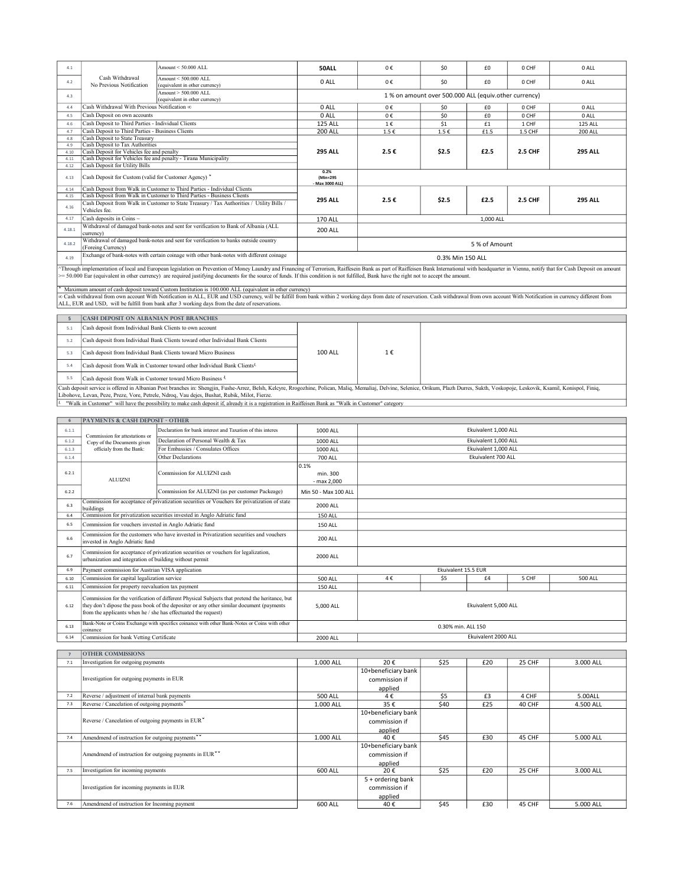| | | | | | | | | |
|---|---|---|---|---|---|---|---|---|
| 4.1 | Cash Withdrawal No Previous Notification | Amount < 50.000 ALL | **50ALL** | 0 € | $0 | £0 | 0 CHF | 0 ALL |
| 4.2 | | Amount < 500.000 ALL (equivalent in other currency) | 0 ALL | 0 € | $0 | £0 | 0 CHF | 0 ALL |
| 4.3 | | Amount > 500.000 ALL (equivalent in other currency) | 1 % on amount over 500.000 ALL (equiv.other currency) | | | | | |
| 4.4 | Cash Withdrawal With Previous Notification ∞ | | 0 ALL | 0 € | $0 | £0 | 0 CHF | 0 ALL |
| 4.5 | Cash Deposit on own accounts | | 0 ALL | 0 € | $0 | £0 | 0 CHF | 0 ALL |
| 4.6 | Cash Deposit to Third Parties - Individual Clients | | 125 ALL | 1 € | $1 | £1 | 1 CHF | 125 ALL |
| 4.7 | Cash Deposit to Third Parties - Business Clients | | 200 ALL | 1.5 € | 1.5 € | £1.5 | 1.5 CHF | 200 ALL |
| 4.8 | Cash Deposit to State Treasury | | **295 ALL** | **2.5 €** | **$2.5** | **£2.5** | **2.5 CHF** | **295 ALL** |
| 4.9 | Cash Deposit to Tax Authorities | | | | | | | |
| 4.10 | Cash Deposit for Vehicles fee and penalty | | | | | | | |
| 4.11 | Cash Deposit for Vehicles fee and penalty - Tirana Municipality | | | | | | | |
| 4.12 | Cash Deposit for Utility Bills | | | | | | | |
| 4.13 | Cash Deposit for Custom (valid for Customer Agency) * | | 0.2% (Min=295 - Max 3000 ALL) | | | | | |
| 4.14 | Cash Deposit from Walk in Customer to Third Parties - Individual Clients | | **295 ALL** | **2.5 €** | **$2.5** | **£2.5** | **2.5 CHF** | **295 ALL** |
| 4.15 | Cash Deposit from Walk in Customer to Third Parties - Business Clients | | | | | | | |
| 4.16 | Cash Deposit from Walk in Customer to State Treasury / Tax Authorities / Utility Bills / Vehicles fee. | | | | | | | |
| 4.17 | Cash deposits in Coins ~ | | 170 ALL | 1,000 ALL | | | | |
| 4.18.1 | Withdrawal of damaged bank-notes and sent for verification to Bank of Albania (ALL currency) | | 200 ALL | | | | | |
| 4.18.2 | Withdrawal of damaged bank-notes and sent for verification to banks outside country (Foreing Currency) | | | 5 % of Amount | | | | |
| 4.19 | Exchange of bank-notes with certain coinage with other bank-notes with different coinage | | 0.3% Min 150 ALL | | | | | |

^Through implementation of local and European legislation on Prevention of Money Laundry and Financing of Terrorism, Raiffesein Bank as part of Raiffeisen Bank International with headquarter in Vienna, notify that for Cash Deposit on amount >= 50.000 Eur (equivalent in other currency) are required justifying documents for the source of funds. If this condition is not fulfilled, Bank have the right not to accept the amount.

\* Maximum amount of cash deposit toward Custom Institution is 100.000 ALL (equivalent in other currency)

∞ Cash withdrawal from own account With Notification in ALL, EUR and USD currency, will be fulfill from bank within 2 working days from date of reservation. Cash withdrawal from own account With Notification in currency different from ALL, EUR and USD, will be fulfill from bank after 3 working days from the date of reservations.

| 5 | CASH DEPOSIT ON ALBANIAN POST BRANCHES | | | |
|---|---|---|---|---|
| 5.1 | Cash deposit from Individual Bank Clients to own account | 100 ALL | 1 € | |
| 5.2 | Cash deposit from Individual Bank Clients toward other Individual Bank Clients | | | |
| 5.3 | Cash deposit from Individual Bank Clients toward Micro Business | | | |
| 5.4 | Cash deposit from Walk in Customer toward other Individual Bank Clients[1] | | | |
| 5.5 | Cash deposit from Walk in Customer toward Micro Business [1] | | | |

Cash deposit service is offered in Albanian Post branches in: Shengjin, Fushe-Arrez, Belsh, Kelcyre, Rrogozhine, Polican, Maliq, Memaliaj, Delvine, Selenice, Orikum, Plazh Durres, Sukth, Voskopoje, Leskovik, Ksamil, Konispol, Finiq, Libohove, Levan, Peze, Preze, Vore, Petrele, Ndroq, Vau dejes, Bushat, Rubik, Milot, Fierze.

[1] "Walk in Customer" will have the possibility to make cash deposit if, already it is a registration in Raiffeisen Bank as "Walk in Customer" category

| | | | | | | | | |
|---|---|---|---|---|---|---|---|---|
| 6 | PAYMENTS & CASH DEPOSIT - OTHER | | | | | | | |
| 6.1.1 | Commission for attestations or Copy of the Documents given officialy from the Bank: | Declaration for bank interest and Taxation of this interes | 1000 ALL | Ekuivalent 1,000 ALL | | | | |
| 6.1.2 | | Declaration of Personal Wealth & Tax | 1000 ALL | Ekuivalent 1,000 ALL | | | | |
| 6.1.3 | | For Embassies / Consulates Offices | 1000 ALL | Ekuivalent 1,000 ALL | | | | |
| 6.1.4 | | Other Declarations | 700 ALL | Ekuivalent 700 ALL | | | | |
| 6.2.1 | ALUIZNI | Commission for ALUIZNI cash | 0.1% min. 300 - max 2,000 | | | | | |
| 6.2.2 | | Commission for ALUIZNI (as per customer Packeage) | Min 50 - Max 100 ALL | | | | | |
| 6.3 | Commission for acceptance of privatization securities or Vouchers for privatization of state buildings | | 2000 ALL | | | | | |
| 6.4 | Commission for privatization securities invested in Anglo Adriatic fund | | 150 ALL | | | | | |
| 6.5 | Commission for vouchers invested in Anglo Adriatic fund | | 150 ALL | | | | | |
| 6.6 | Commission for the customers who have invested in Privatization securities and vouchers invested in Anglo Adriatic fund | | 200 ALL | | | | | |
| 6.7 | Commission for acceptance of privatization securities or vouchers for legalization, urbanization and integration of building without permit | | 2000 ALL | | | | | |
| 6.9 | Payment commission for Austrian VISA application | | Ekuivalent 15.5 EUR | | | | | |
| 6.10 | Commission for capital legalization service | | 500 ALL | 4 € | $5 | £4 | 5 CHF | 500 ALL |
| 6.11 | Commission for property reevaluation tax payment | | 150 ALL | | | | | |
| 6.12 | Commission for the verification of different Physical Subjects that pretend the heritance, but they don't dipose the pass book of the depositer or any other similar document (payments from the applicants when he / she has effectuated the request) | | 5,000 ALL | Ekuivalent 5,000 ALL | | | | |
| 6.13 | Bank-Note or Coins Exchange with specifics coinance with other Bank-Notes or Coins with other coinance | | 0.30% min. ALL 150 | | | | | |
| 6.14 | Commission for bank Vetting Certificate | | 2000 ALL | Ekuivalent 2000 ALL | | | | |

| | | | | | | | |
|---|---|---|---|---|---|---|---|
| 7 | OTHER COMMISSIONS | | | | | | |
| 7.1 | Investigation for outgoing payments | 1.000 ALL | 20 € | $25 | £20 | 25 CHF | 3.000 ALL |
| | Investigation for outgoing payments in EUR | | 10+beneficiary bank commission if applied | | | | |
| 7.2 | Reverse / adjustment of internal bank payments | 500 ALL | 4 € | $5 | £3 | 4 CHF | 5.00ALL |
| 7.3 | Reverse / Cancelation of outgoing payments˅ | 1.000 ALL | 35 € | $40 | £25 | 40 CHF | 4.500 ALL |
| | Reverse / Cancelation of outgoing payments in EUR˅ | | 10+beneficiary bank commission if applied | | | | |
| 7.4 | Amendmend of instruction for outgoing payments˅˅ | 1.000 ALL | 40 € | $45 | £30 | 45 CHF | 5.000 ALL |
| | Amendmend of instruction for outgoing payments in EUR˅˅ | | 10+beneficiary bank commission if applied | | | | |
| 7.5 | Investigation for incoming payments | 600 ALL | 20 € | $25 | £20 | 25 CHF | 3.000 ALL |
| | Investigation for incoming payments in EUR | | 5 + ordering bank commission if applied | | | | |
| 7.6 | Amendmend of instruction for Incoming payment | 600 ALL | 40 € | $45 | £30 | 45 CHF | 5.000 ALL |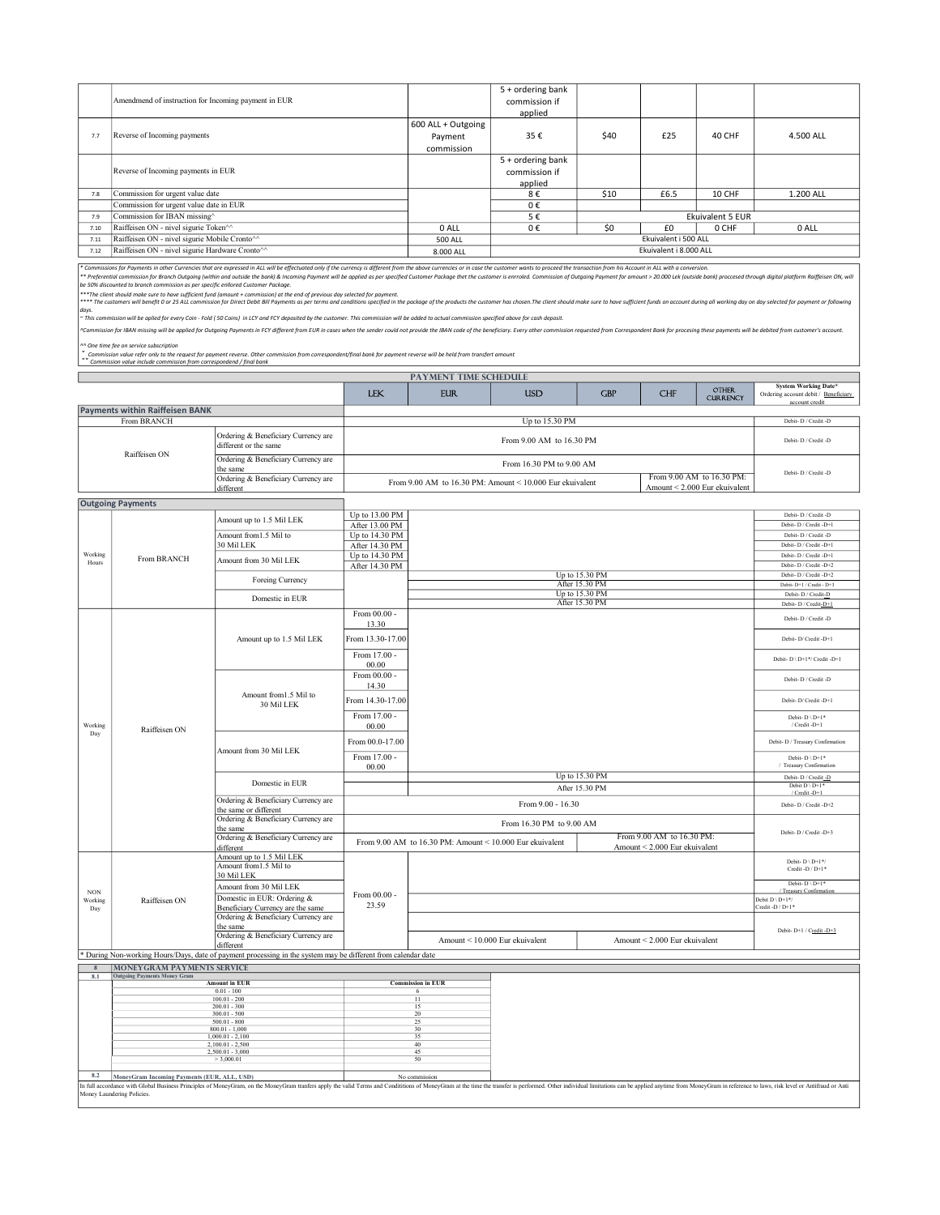| | | | | | | | |
|---|---|---|---|---|---|---|---|
| | Amendmend of instruction for Incoming payment in EUR | | 5 + ordering bank commission if applied | | | | |
| 7.7 | Reverse of Incoming payments | 600 ALL + Outgoing Payment commission | 35 € | $40 | £25 | 40 CHF | 4.500 ALL |
| | Reverse of Incoming payments in EUR | | 5 + ordering bank commission if applied | | | | |
| 7.8 | Commission for urgent value date | | 8 € | $10 | £6.5 | 10 CHF | 1.200 ALL |
| | Commission for urgent value date in EUR | | 0 € | | | | |
| 7.9 | Commission for IBAN missing^ | | 5 € | Ekuivalent 5 EUR | | | |
| 7.10 | Raiffeisen ON - nivel sigurie Token^^ | 0 ALL | 0 € | $0 | £0 | 0 CHF | 0 ALL |
| 7.11 | Raiffeisen ON - nivel sigurie Mobile Cronto^^ | 500 ALL | Ekuivalent i 500 ALL | | | | |
| 7.12 | Raiffeisen ON - nivel sigurie Hardware Cronto^^ | 8.000 ALL | Ekuivalent i 8.000 ALL | | | | |

*\* Commissions for Payments in other Currencies that are expressed in ALL will be effectuated only if the currency is different from the above currencies or in case the customer wants to proceed the transaction from his Account in ALL with a conversion.*

*\*\* Preferential commission for Branch Outgoing (within and outside the bank) & Incoming Payment will be applied as per specified Customer Package that the customer is enrroled. Commission of Outgoing Payment for amount > 20.000 Lek (outside bank) proccesed through digital platform Raiffeisen ON, will be 50% discounted to branch commission as per specific enllored Customer Package.*

*\*\*\*The client should make sure to have sufficient fund (amount + commission) at the end of previous day selected for payment.*

*\*\*\*\* The customers will benefit 0 or 25 ALL commission for Direct Debit Bill Payments as per terms and conditions specified in the package of the products the customer has chosen.The client should make sure to have sufficient funds on account during all working day on day selected for payment or following days.*

*~ This commission will be aplied for every Coin - Fold ( 50 Coins) in LCY and FCY deposited by the customer. This commission will be added to actual commission specified above for cash deposit.*

*^Commission for IBAN missing will be applied for Outgoing Payments in FCY different from EUR in cases when the sender could not provide the IBAN code of the beneficiary. Every other commission requested from Correspondent Bank for procesing these payments will be debited from customer's account.*

*^^ One time fee on service subscription*

*\* Commission value refer only to the request for payment reverse. Other commission from correspondent/final bank for payment reverse will be held from transfert amount*

*\*\* Commission value include commission from correspondend / final bank*

## PAYMENT TIME SCHEDULE

| | | | LEK | EUR | USD | GBP | CHF | OTHER CURRENCY | System Working Date* Ordering account debit / Beneficiary account credit |
|---|---|---|---|---|---|---|---|---|---|
| **Payments within Raiffeisen BANK** | | | | | | | | | |
| From BRANCH | | | Up to 15.30 PM | | | | | | Debit- D / Credit -D |
| Raiffeisen ON | | Ordering & Beneficiary Currency are different or the same | From 9.00 AM to 16.30 PM | | | | | | Debit- D / Credit -D |
| | | Ordering & Beneficiary Currency are the same | From 16.30 PM to 9.00 AM | | | | | | Debit- D / Credit -D |
| | | Ordering & Beneficiary Currency are different | From 9.00 AM to 16.30 PM: Amount < 10.000 Eur ekuivalent | | | | From 9.00 AM to 16.30 PM: Amount < 2.000 Eur ekuivalent | | |
| **Outgoing Payments** | | | | | | | | | |
| Working Hours | From BRANCH | Amount up to 1.5 Mil LEK | Up to 13.00 PM | | | | | | Debit- D / Credit -D |
| | | | After 13.00 PM | | | | | | Debit- D / Credit -D+1 |
| | | Amount from1.5 Mil to 30 Mil LEK | Up to 14.30 PM | | | | | | Debit- D / Credit -D |
| | | | After 14.30 PM | | | | | | Debit- D / Credit -D+1 |
| | | Amount from 30 Mil LEK | Up to 14.30 PM | | | | | | Debit- D / Credit -D+1 |
| | | | After 14.30 PM | | | | | | Debit- D / Credit -D+2 |
| | | Foreing Currency | | Up to 15.30 PM | | | | | Debit- D / Credit -D+2 |
| | | | | After 15.30 PM | | | | | Debit- D+1 / Credit - D+3 |
| | | Domestic in EUR | | Up to 15.30 PM | | | | | Debit- D / Credit-D |
| | | | | After 15.30 PM | | | | | Debit- D / Credit-D+1 |
| Working Day | Raiffeisen ON | Amount up to 1.5 Mil LEK | From 00.00 - 13.30 | | | | | | Debit- D / Credit -D |
| | | | From 13.30-17.00 | | | | | | Debit- D/ Credit -D+1 |
| | | | From 17.00 - 00.00 | | | | | | Debit- D \ D+1*/ Credit -D+1 |
| | | Amount from1.5 Mil to 30 Mil LEK | From 00.00 - 14.30 | | | | | | Debit- D / Credit -D |
| | | | From 14.30-17.00 | | | | | | Debit- D/ Credit -D+1 |
| | | | From 17.00 - 00.00 | | | | | | Debit- D \ D+1* / Credit -D+1 |
| | | Amount from 30 Mil LEK | From 00.0-17.00 | | | | | | Debit- D / Treasury Confirmation |
| | | | From 17.00 - 00.00 | | | | | | Debit- D \ D+1* / Treasury Confirmation |
| | | Domestic in EUR | | Up to 15.30 PM | | | | | Debit- D / Credit -D |
| | | | | After 15.30 PM | | | | | Debit D \ D+1* / Credit -D+1 |
| | | Ordering & Beneficiary Currency are the same or different | From 9.00 - 16.30 | | | | | | Debit- D / Credit -D+2 |
| | | Ordering & Beneficiary Currency are the same | From 16.30 PM to 9.00 AM | | | | | | Debit- D / Credit -D+3 |
| | | Ordering & Beneficiary Currency are different | From 9.00 AM to 16.30 PM: Amount < 10.000 Eur ekuivalent | | | | From 9.00 AM to 16.30 PM: Amount < 2.000 Eur ekuivalent | | |
| NON Working Day | Raiffeisen ON | Amount up to 1.5 Mil LEK | From 00.00 - 23.59 | | | | | | Debit- D \ D+1*/ Credit -D / D+1* |
| | | Amount from1.5 Mil to 30 Mil LEK | | | | | | | |
| | | Amount from 30 Mil LEK | | | | | | | Debit- D \ D+1* / Treasury Confirmation |
| | | Domestic in EUR: Ordering & Beneficiary Currency are the same | | | | | | | Debit D \ D+1*/ Credit -D / D+1* |
| | | Ordering & Beneficiary Currency are the same | | | | | | | Debit- D+1 / Credit -D+3 |
| | | Ordering & Beneficiary Currency are different | | Amount < 10.000 Eur ekuivalent | | | Amount < 2.000 Eur ekuivalent | | |

\* During Non-working Hours/Days, date of payment processing in the system may be different from calendar date

## 8 MONEYGRAM PAYMENTS SERVICE

**8.1 Outgoing Payments Money Gram**

| Amount in EUR | Commission in EUR |
|---|---|
| 0.01 - 100 | 6 |
| 100.01 - 200 | 11 |
| 200.01 - 300 | 15 |
| 300.01 - 500 | 20 |
| 500.01 - 800 | 25 |
| 800.01 - 1,000 | 30 |
| 1,000.01 - 2,100 | 35 |
| 2,100.01 - 2,500 | 40 |
| 2,500.01 - 3,000 | 45 |
| > 3,000.01 | 50 |

**8.2 MoneyGram Incoming Payments (EUR, ALL, USD)** — No commission

In full accordance with Global Business Principles of MoneyGram, on the MoneyGram tranfers apply the valid Terms and Condititions of MoneyGram at the time the transfer is performed. Other individual limitations can be applied anytime from MoneyGram in reference to laws, risk level or Antifraud or Anti Money Laundering Policies.